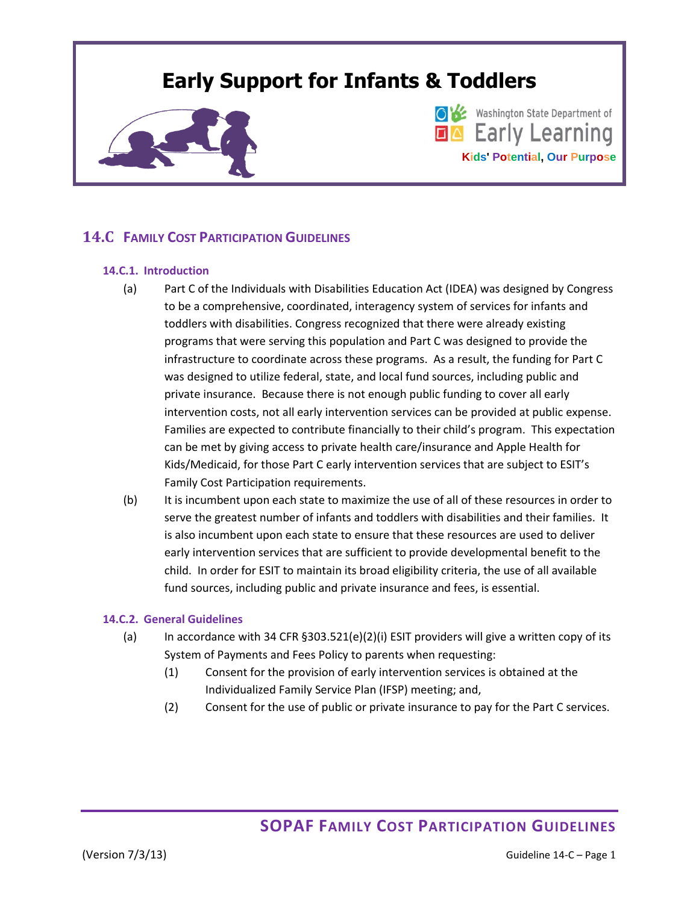# Early Support for Infants & Toddlers

Washington State Department of Early Learning

Kids' Potential, Our Purpose

## 14.C Family Cost Participation Guidelines

### 14.C.1. Introduction

(a) Part C of the Individuals with Disabilities Education Act (IDEA) was designed by Congress to be a comprehensive, coordinated, interagency system of services for infants and toddlers with disabilities. Congress recognized that there were already existing programs that were serving this population and Part C was designed to provide the infrastructure to coordinate across these programs. As a result, the funding for Part C was designed to utilize federal, state, and local fund sources, including public and private insurance. Because there is not enough public funding to cover all early intervention costs, not all early intervention services can be provided at public expense. Families are expected to contribute financially to their child's program. This expectation can be met by giving access to private health care/insurance and Apple Health for Kids/Medicaid, for those Part C early intervention services that are subject to ESIT's Family Cost Participation requirements.

(b) It is incumbent upon each state to maximize the use of all of these resources in order to serve the greatest number of infants and toddlers with disabilities and their families. It is also incumbent upon each state to ensure that these resources are used to deliver early intervention services that are sufficient to provide developmental benefit to the child. In order for ESIT to maintain its broad eligibility criteria, the use of all available fund sources, including public and private insurance and fees, is essential.

### 14.C.2. General Guidelines

(a) In accordance with 34 CFR §303.521(e)(2)(i) ESIT providers will give a written copy of its System of Payments and Fees Policy to parents when requesting:

  (1) Consent for the provision of early intervention services is obtained at the Individualized Family Service Plan (IFSP) meeting; and,

  (2) Consent for the use of public or private insurance to pay for the Part C services.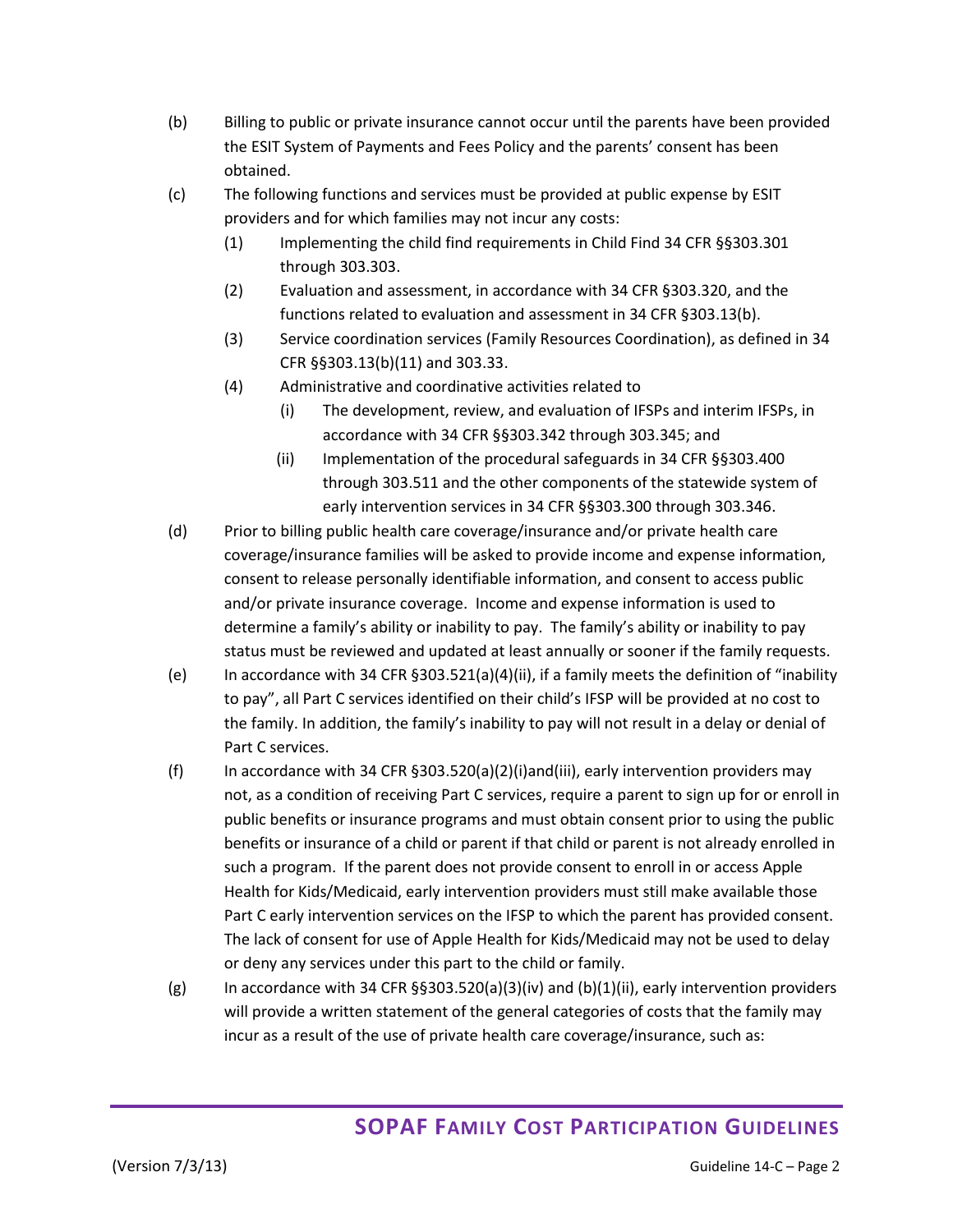(b) Billing to public or private insurance cannot occur until the parents have been provided the ESIT System of Payments and Fees Policy and the parents' consent has been obtained.

(c) The following functions and services must be provided at public expense by ESIT providers and for which families may not incur any costs:

  (1) Implementing the child find requirements in Child Find 34 CFR §§303.301 through 303.303.

  (2) Evaluation and assessment, in accordance with 34 CFR §303.320, and the functions related to evaluation and assessment in 34 CFR §303.13(b).

  (3) Service coordination services (Family Resources Coordination), as defined in 34 CFR §§303.13(b)(11) and 303.33.

  (4) Administrative and coordinative activities related to

    (i) The development, review, and evaluation of IFSPs and interim IFSPs, in accordance with 34 CFR §§303.342 through 303.345; and

    (ii) Implementation of the procedural safeguards in 34 CFR §§303.400 through 303.511 and the other components of the statewide system of early intervention services in 34 CFR §§303.300 through 303.346.

(d) Prior to billing public health care coverage/insurance and/or private health care coverage/insurance families will be asked to provide income and expense information, consent to release personally identifiable information, and consent to access public and/or private insurance coverage. Income and expense information is used to determine a family's ability or inability to pay. The family's ability or inability to pay status must be reviewed and updated at least annually or sooner if the family requests.

(e) In accordance with 34 CFR §303.521(a)(4)(ii), if a family meets the definition of "inability to pay", all Part C services identified on their child's IFSP will be provided at no cost to the family. In addition, the family's inability to pay will not result in a delay or denial of Part C services.

(f) In accordance with 34 CFR §303.520(a)(2)(i)and(iii), early intervention providers may not, as a condition of receiving Part C services, require a parent to sign up for or enroll in public benefits or insurance programs and must obtain consent prior to using the public benefits or insurance of a child or parent if that child or parent is not already enrolled in such a program. If the parent does not provide consent to enroll in or access Apple Health for Kids/Medicaid, early intervention providers must still make available those Part C early intervention services on the IFSP to which the parent has provided consent. The lack of consent for use of Apple Health for Kids/Medicaid may not be used to delay or deny any services under this part to the child or family.

(g) In accordance with 34 CFR §§303.520(a)(3)(iv) and (b)(1)(ii), early intervention providers will provide a written statement of the general categories of costs that the family may incur as a result of the use of private health care coverage/insurance, such as: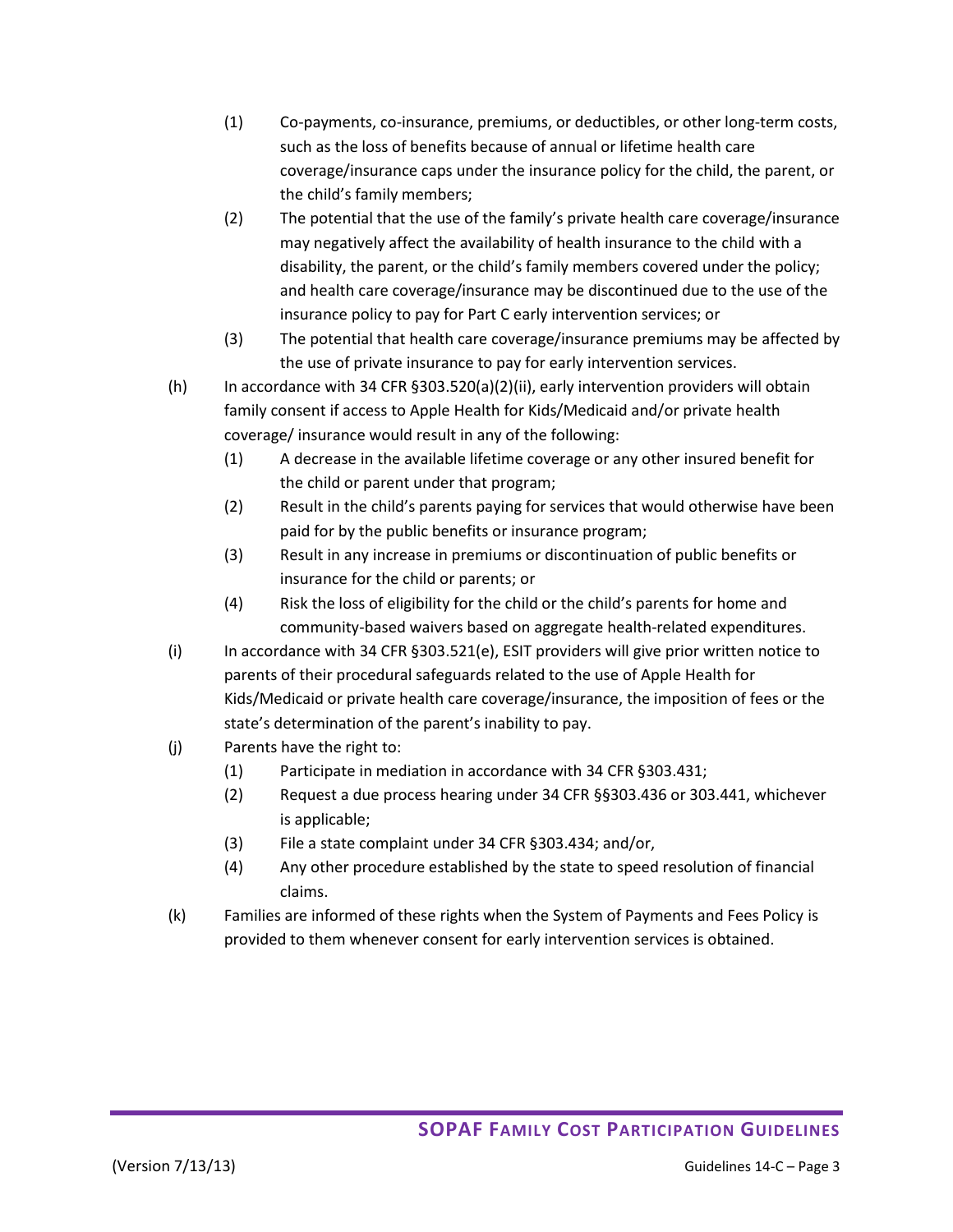(1) Co-payments, co-insurance, premiums, or deductibles, or other long-term costs, such as the loss of benefits because of annual or lifetime health care coverage/insurance caps under the insurance policy for the child, the parent, or the child's family members;

(2) The potential that the use of the family's private health care coverage/insurance may negatively affect the availability of health insurance to the child with a disability, the parent, or the child's family members covered under the policy; and health care coverage/insurance may be discontinued due to the use of the insurance policy to pay for Part C early intervention services; or

(3) The potential that health care coverage/insurance premiums may be affected by the use of private insurance to pay for early intervention services.

(h) In accordance with 34 CFR §303.520(a)(2)(ii), early intervention providers will obtain family consent if access to Apple Health for Kids/Medicaid and/or private health coverage/ insurance would result in any of the following:

(1) A decrease in the available lifetime coverage or any other insured benefit for the child or parent under that program;

(2) Result in the child's parents paying for services that would otherwise have been paid for by the public benefits or insurance program;

(3) Result in any increase in premiums or discontinuation of public benefits or insurance for the child or parents; or

(4) Risk the loss of eligibility for the child or the child's parents for home and community-based waivers based on aggregate health-related expenditures.

(i) In accordance with 34 CFR §303.521(e), ESIT providers will give prior written notice to parents of their procedural safeguards related to the use of Apple Health for Kids/Medicaid or private health care coverage/insurance, the imposition of fees or the state's determination of the parent's inability to pay.

(j) Parents have the right to:

(1) Participate in mediation in accordance with 34 CFR §303.431;

(2) Request a due process hearing under 34 CFR §§303.436 or 303.441, whichever is applicable;

(3) File a state complaint under 34 CFR §303.434; and/or,

(4) Any other procedure established by the state to speed resolution of financial claims.

(k) Families are informed of these rights when the System of Payments and Fees Policy is provided to them whenever consent for early intervention services is obtained.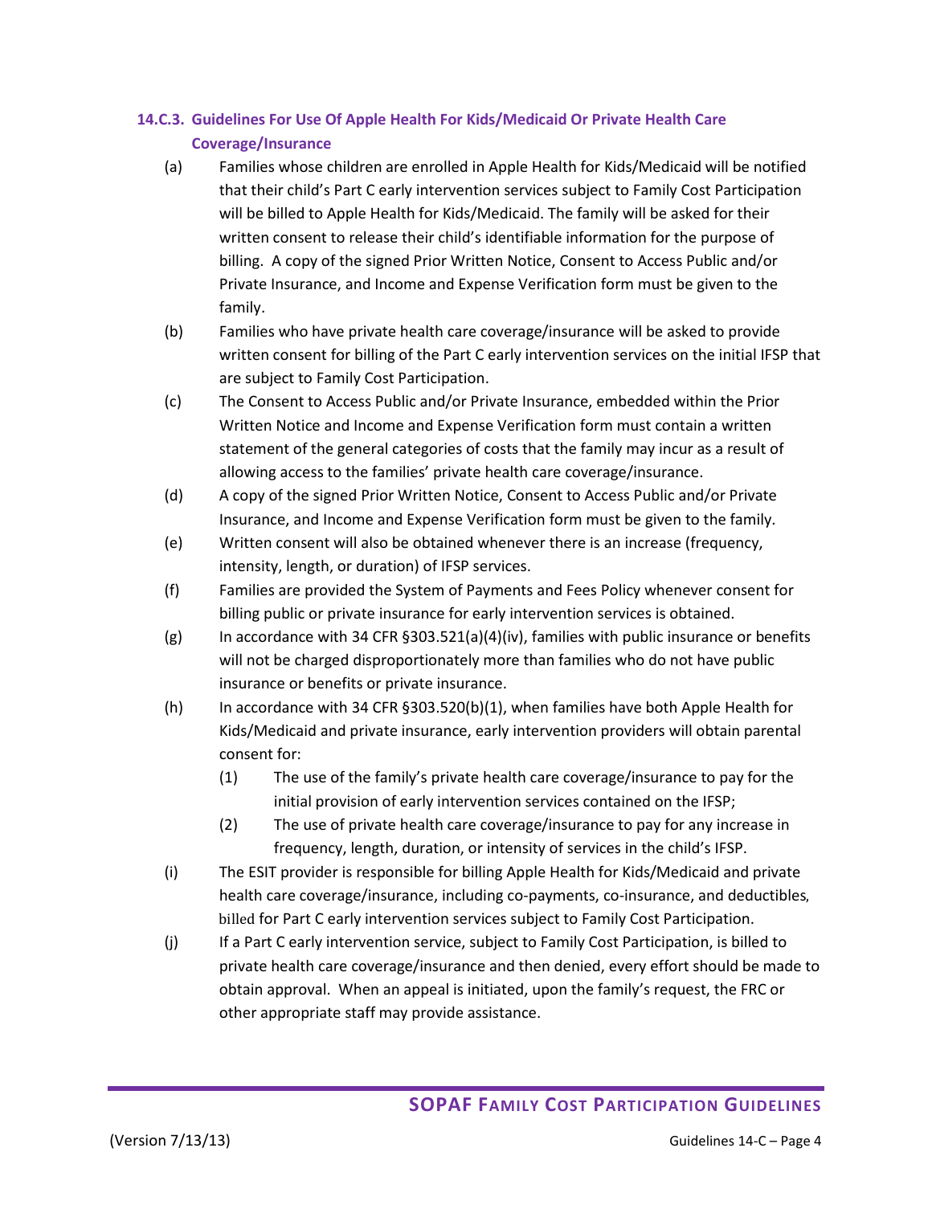### 14.C.3. Guidelines For Use Of Apple Health For Kids/Medicaid Or Private Health Care Coverage/Insurance

(a) Families whose children are enrolled in Apple Health for Kids/Medicaid will be notified that their child's Part C early intervention services subject to Family Cost Participation will be billed to Apple Health for Kids/Medicaid. The family will be asked for their written consent to release their child's identifiable information for the purpose of billing. A copy of the signed Prior Written Notice, Consent to Access Public and/or Private Insurance, and Income and Expense Verification form must be given to the family.

(b) Families who have private health care coverage/insurance will be asked to provide written consent for billing of the Part C early intervention services on the initial IFSP that are subject to Family Cost Participation.

(c) The Consent to Access Public and/or Private Insurance, embedded within the Prior Written Notice and Income and Expense Verification form must contain a written statement of the general categories of costs that the family may incur as a result of allowing access to the families' private health care coverage/insurance.

(d) A copy of the signed Prior Written Notice, Consent to Access Public and/or Private Insurance, and Income and Expense Verification form must be given to the family.

(e) Written consent will also be obtained whenever there is an increase (frequency, intensity, length, or duration) of IFSP services.

(f) Families are provided the System of Payments and Fees Policy whenever consent for billing public or private insurance for early intervention services is obtained.

(g) In accordance with 34 CFR §303.521(a)(4)(iv), families with public insurance or benefits will not be charged disproportionately more than families who do not have public insurance or benefits or private insurance.

(h) In accordance with 34 CFR §303.520(b)(1), when families have both Apple Health for Kids/Medicaid and private insurance, early intervention providers will obtain parental consent for:

   (1) The use of the family's private health care coverage/insurance to pay for the initial provision of early intervention services contained on the IFSP;

   (2) The use of private health care coverage/insurance to pay for any increase in frequency, length, duration, or intensity of services in the child's IFSP.

(i) The ESIT provider is responsible for billing Apple Health for Kids/Medicaid and private health care coverage/insurance, including co-payments, co-insurance, and deductibles, billed for Part C early intervention services subject to Family Cost Participation.

(j) If a Part C early intervention service, subject to Family Cost Participation, is billed to private health care coverage/insurance and then denied, every effort should be made to obtain approval. When an appeal is initiated, upon the family's request, the FRC or other appropriate staff may provide assistance.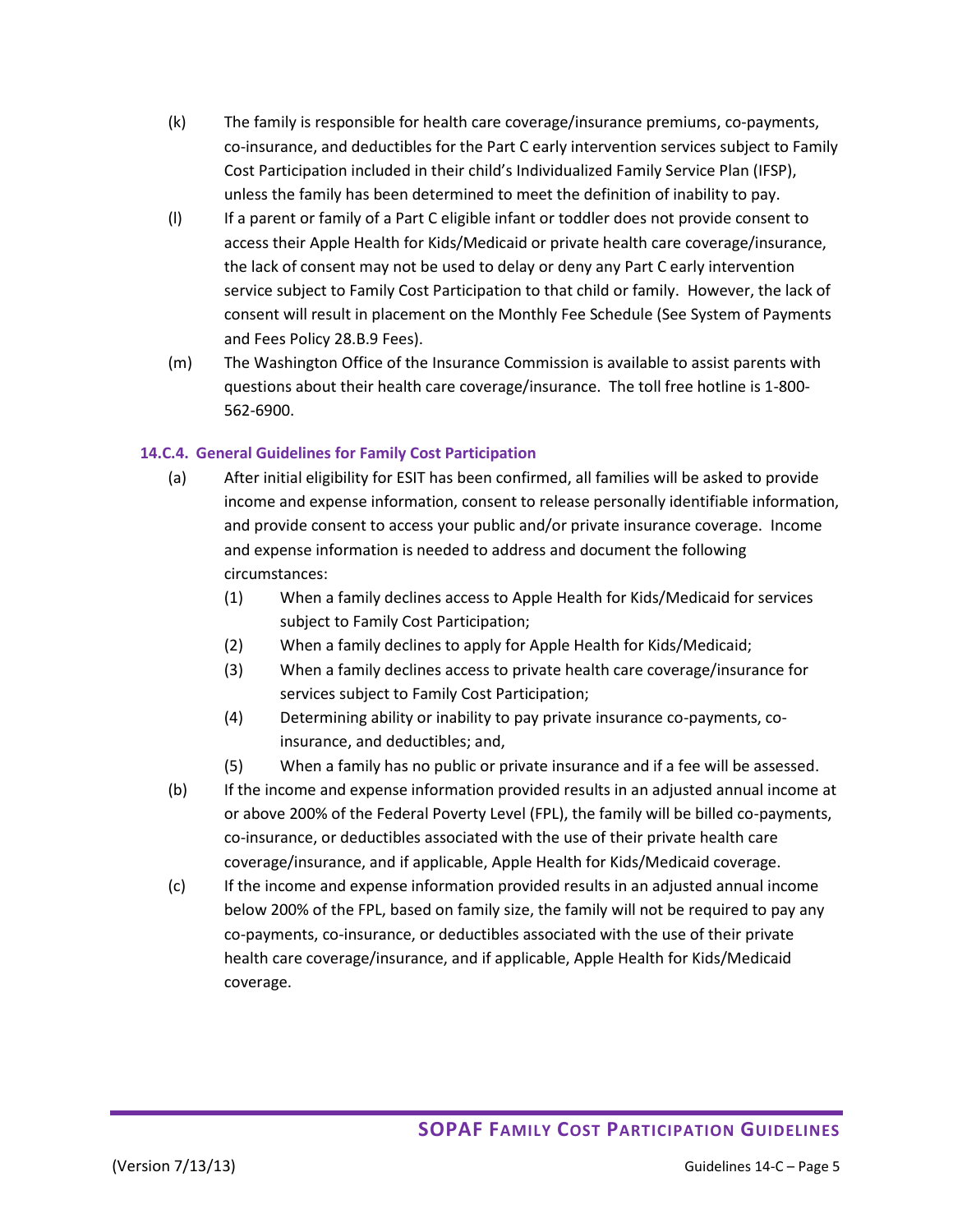(k) The family is responsible for health care coverage/insurance premiums, co-payments, co-insurance, and deductibles for the Part C early intervention services subject to Family Cost Participation included in their child's Individualized Family Service Plan (IFSP), unless the family has been determined to meet the definition of inability to pay.

(l) If a parent or family of a Part C eligible infant or toddler does not provide consent to access their Apple Health for Kids/Medicaid or private health care coverage/insurance, the lack of consent may not be used to delay or deny any Part C early intervention service subject to Family Cost Participation to that child or family. However, the lack of consent will result in placement on the Monthly Fee Schedule (See System of Payments and Fees Policy 28.B.9 Fees).

(m) The Washington Office of the Insurance Commission is available to assist parents with questions about their health care coverage/insurance. The toll free hotline is 1-800-562-6900.

### 14.C.4. General Guidelines for Family Cost Participation

(a) After initial eligibility for ESIT has been confirmed, all families will be asked to provide income and expense information, consent to release personally identifiable information, and provide consent to access your public and/or private insurance coverage. Income and expense information is needed to address and document the following circumstances:

- (1) When a family declines access to Apple Health for Kids/Medicaid for services subject to Family Cost Participation;
- (2) When a family declines to apply for Apple Health for Kids/Medicaid;
- (3) When a family declines access to private health care coverage/insurance for services subject to Family Cost Participation;
- (4) Determining ability or inability to pay private insurance co-payments, co-insurance, and deductibles; and,
- (5) When a family has no public or private insurance and if a fee will be assessed.

(b) If the income and expense information provided results in an adjusted annual income at or above 200% of the Federal Poverty Level (FPL), the family will be billed co-payments, co-insurance, or deductibles associated with the use of their private health care coverage/insurance, and if applicable, Apple Health for Kids/Medicaid coverage.

(c) If the income and expense information provided results in an adjusted annual income below 200% of the FPL, based on family size, the family will not be required to pay any co-payments, co-insurance, or deductibles associated with the use of their private health care coverage/insurance, and if applicable, Apple Health for Kids/Medicaid coverage.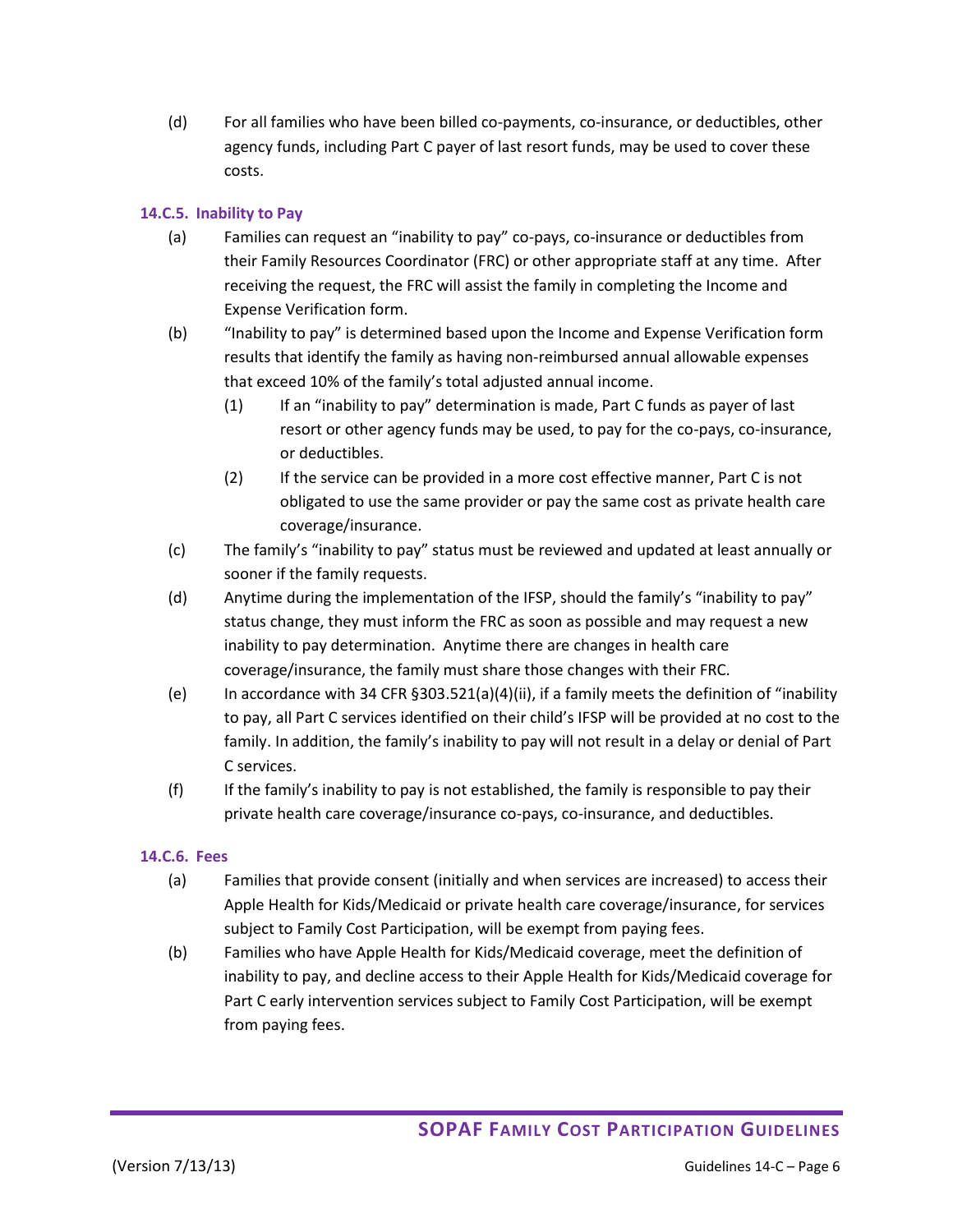(d) For all families who have been billed co-payments, co-insurance, or deductibles, other agency funds, including Part C payer of last resort funds, may be used to cover these costs.

### 14.C.5. Inability to Pay

(a) Families can request an “inability to pay” co-pays, co-insurance or deductibles from their Family Resources Coordinator (FRC) or other appropriate staff at any time. After receiving the request, the FRC will assist the family in completing the Income and Expense Verification form.

(b) “Inability to pay” is determined based upon the Income and Expense Verification form results that identify the family as having non-reimbursed annual allowable expenses that exceed 10% of the family’s total adjusted annual income.

   (1) If an “inability to pay” determination is made, Part C funds as payer of last resort or other agency funds may be used, to pay for the co-pays, co-insurance, or deductibles.

   (2) If the service can be provided in a more cost effective manner, Part C is not obligated to use the same provider or pay the same cost as private health care coverage/insurance.

(c) The family’s “inability to pay” status must be reviewed and updated at least annually or sooner if the family requests.

(d) Anytime during the implementation of the IFSP, should the family’s “inability to pay” status change, they must inform the FRC as soon as possible and may request a new inability to pay determination. Anytime there are changes in health care coverage/insurance, the family must share those changes with their FRC.

(e) In accordance with 34 CFR §303.521(a)(4)(ii), if a family meets the definition of “inability to pay, all Part C services identified on their child’s IFSP will be provided at no cost to the family. In addition, the family’s inability to pay will not result in a delay or denial of Part C services.

(f) If the family’s inability to pay is not established, the family is responsible to pay their private health care coverage/insurance co-pays, co-insurance, and deductibles.

### 14.C.6. Fees

(a) Families that provide consent (initially and when services are increased) to access their Apple Health for Kids/Medicaid or private health care coverage/insurance, for services subject to Family Cost Participation, will be exempt from paying fees.

(b) Families who have Apple Health for Kids/Medicaid coverage, meet the definition of inability to pay, and decline access to their Apple Health for Kids/Medicaid coverage for Part C early intervention services subject to Family Cost Participation, will be exempt from paying fees.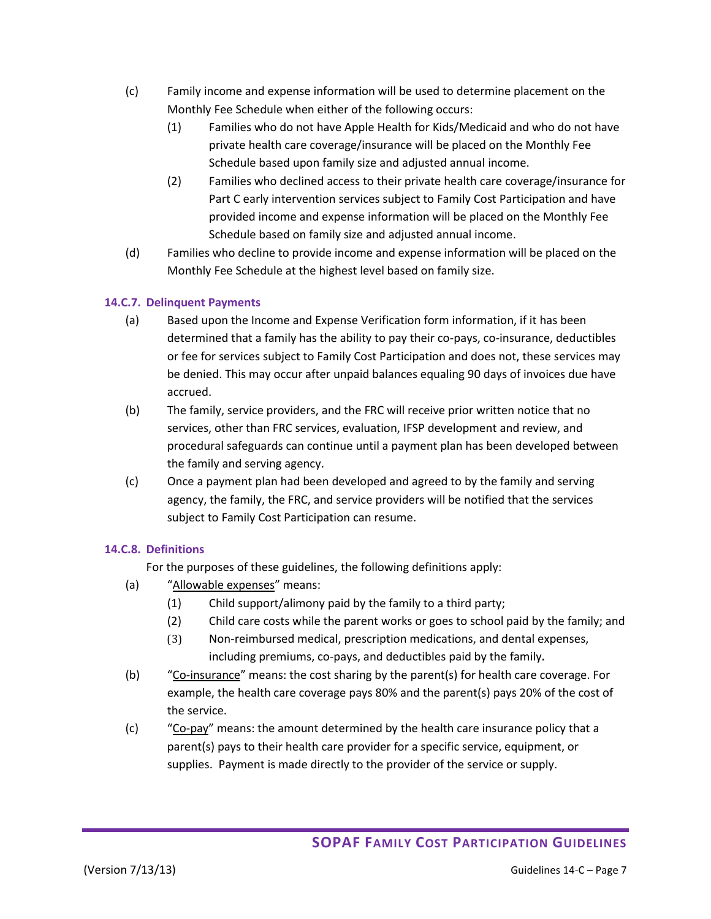(c) Family income and expense information will be used to determine placement on the Monthly Fee Schedule when either of the following occurs:

  (1) Families who do not have Apple Health for Kids/Medicaid and who do not have private health care coverage/insurance will be placed on the Monthly Fee Schedule based upon family size and adjusted annual income.

  (2) Families who declined access to their private health care coverage/insurance for Part C early intervention services subject to Family Cost Participation and have provided income and expense information will be placed on the Monthly Fee Schedule based on family size and adjusted annual income.

(d) Families who decline to provide income and expense information will be placed on the Monthly Fee Schedule at the highest level based on family size.

### 14.C.7. Delinquent Payments

(a) Based upon the Income and Expense Verification form information, if it has been determined that a family has the ability to pay their co-pays, co-insurance, deductibles or fee for services subject to Family Cost Participation and does not, these services may be denied. This may occur after unpaid balances equaling 90 days of invoices due have accrued.

(b) The family, service providers, and the FRC will receive prior written notice that no services, other than FRC services, evaluation, IFSP development and review, and procedural safeguards can continue until a payment plan has been developed between the family and serving agency.

(c) Once a payment plan had been developed and agreed to by the family and serving agency, the family, the FRC, and service providers will be notified that the services subject to Family Cost Participation can resume.

### 14.C.8. Definitions

For the purposes of these guidelines, the following definitions apply:

(a) "Allowable expenses" means:

  (1) Child support/alimony paid by the family to a third party;

  (2) Child care costs while the parent works or goes to school paid by the family; and

  (3) Non-reimbursed medical, prescription medications, and dental expenses, including premiums, co-pays, and deductibles paid by the family.

(b) "Co-insurance" means: the cost sharing by the parent(s) for health care coverage. For example, the health care coverage pays 80% and the parent(s) pays 20% of the cost of the service.

(c) "Co-pay" means: the amount determined by the health care insurance policy that a parent(s) pays to their health care provider for a specific service, equipment, or supplies. Payment is made directly to the provider of the service or supply.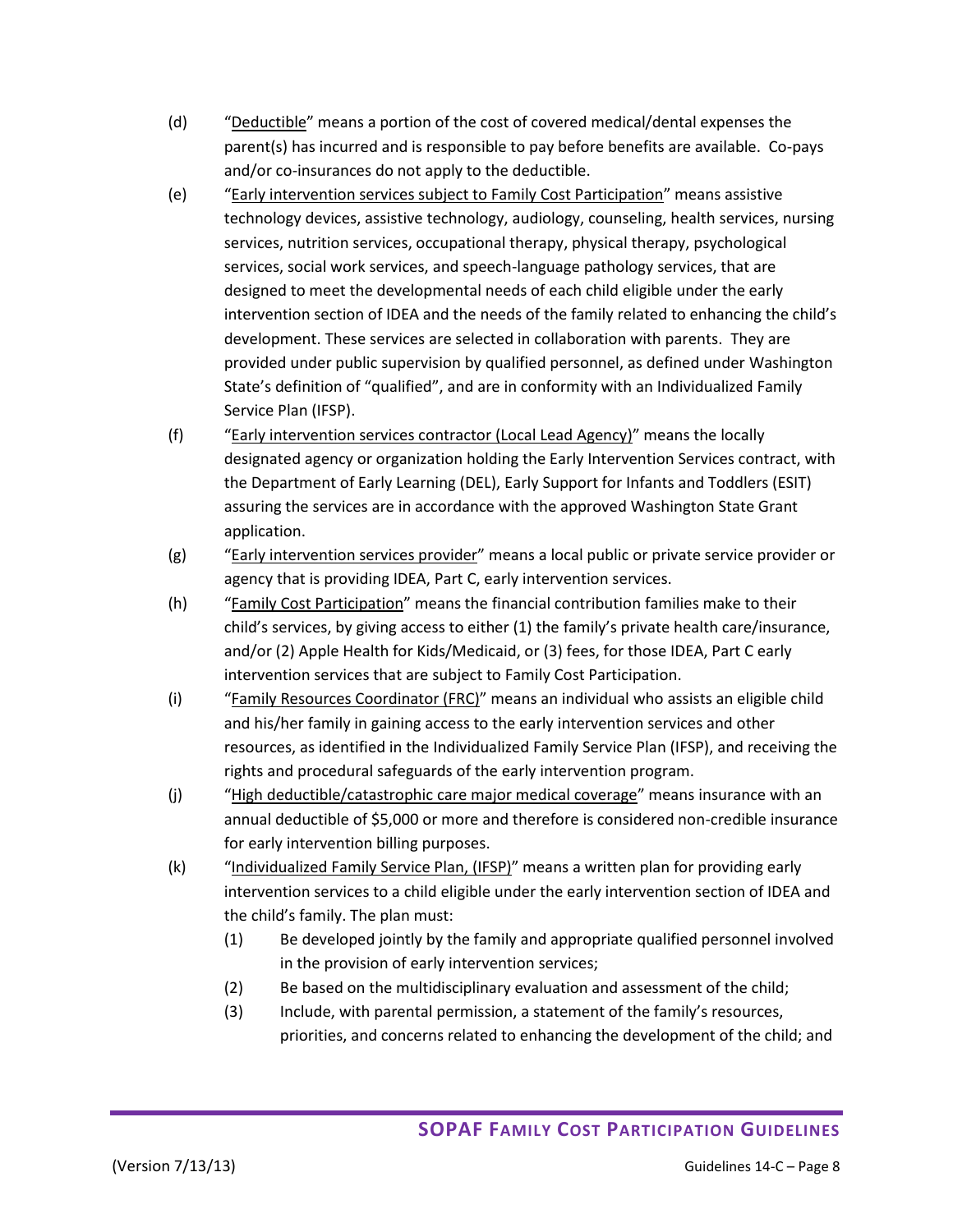(d) "<u>Deductible</u>" means a portion of the cost of covered medical/dental expenses the parent(s) has incurred and is responsible to pay before benefits are available. Co-pays and/or co-insurances do not apply to the deductible.

(e) "<u>Early intervention services subject to Family Cost Participation</u>" means assistive technology devices, assistive technology, audiology, counseling, health services, nursing services, nutrition services, occupational therapy, physical therapy, psychological services, social work services, and speech-language pathology services, that are designed to meet the developmental needs of each child eligible under the early intervention section of IDEA and the needs of the family related to enhancing the child's development. These services are selected in collaboration with parents. They are provided under public supervision by qualified personnel, as defined under Washington State's definition of "qualified", and are in conformity with an Individualized Family Service Plan (IFSP).

(f) "<u>Early intervention services contractor (Local Lead Agency)</u>" means the locally designated agency or organization holding the Early Intervention Services contract, with the Department of Early Learning (DEL), Early Support for Infants and Toddlers (ESIT) assuring the services are in accordance with the approved Washington State Grant application.

(g) "<u>Early intervention services provider</u>" means a local public or private service provider or agency that is providing IDEA, Part C, early intervention services.

(h) "<u>Family Cost Participation</u>" means the financial contribution families make to their child's services, by giving access to either (1) the family's private health care/insurance, and/or (2) Apple Health for Kids/Medicaid, or (3) fees, for those IDEA, Part C early intervention services that are subject to Family Cost Participation.

(i) "<u>Family Resources Coordinator (FRC)</u>" means an individual who assists an eligible child and his/her family in gaining access to the early intervention services and other resources, as identified in the Individualized Family Service Plan (IFSP), and receiving the rights and procedural safeguards of the early intervention program.

(j) "<u>High deductible/catastrophic care major medical coverage</u>" means insurance with an annual deductible of $5,000 or more and therefore is considered non-credible insurance for early intervention billing purposes.

(k) "<u>Individualized Family Service Plan, (IFSP)</u>" means a written plan for providing early intervention services to a child eligible under the early intervention section of IDEA and the child's family. The plan must:

  (1) Be developed jointly by the family and appropriate qualified personnel involved in the provision of early intervention services;

  (2) Be based on the multidisciplinary evaluation and assessment of the child;

  (3) Include, with parental permission, a statement of the family's resources, priorities, and concerns related to enhancing the development of the child; and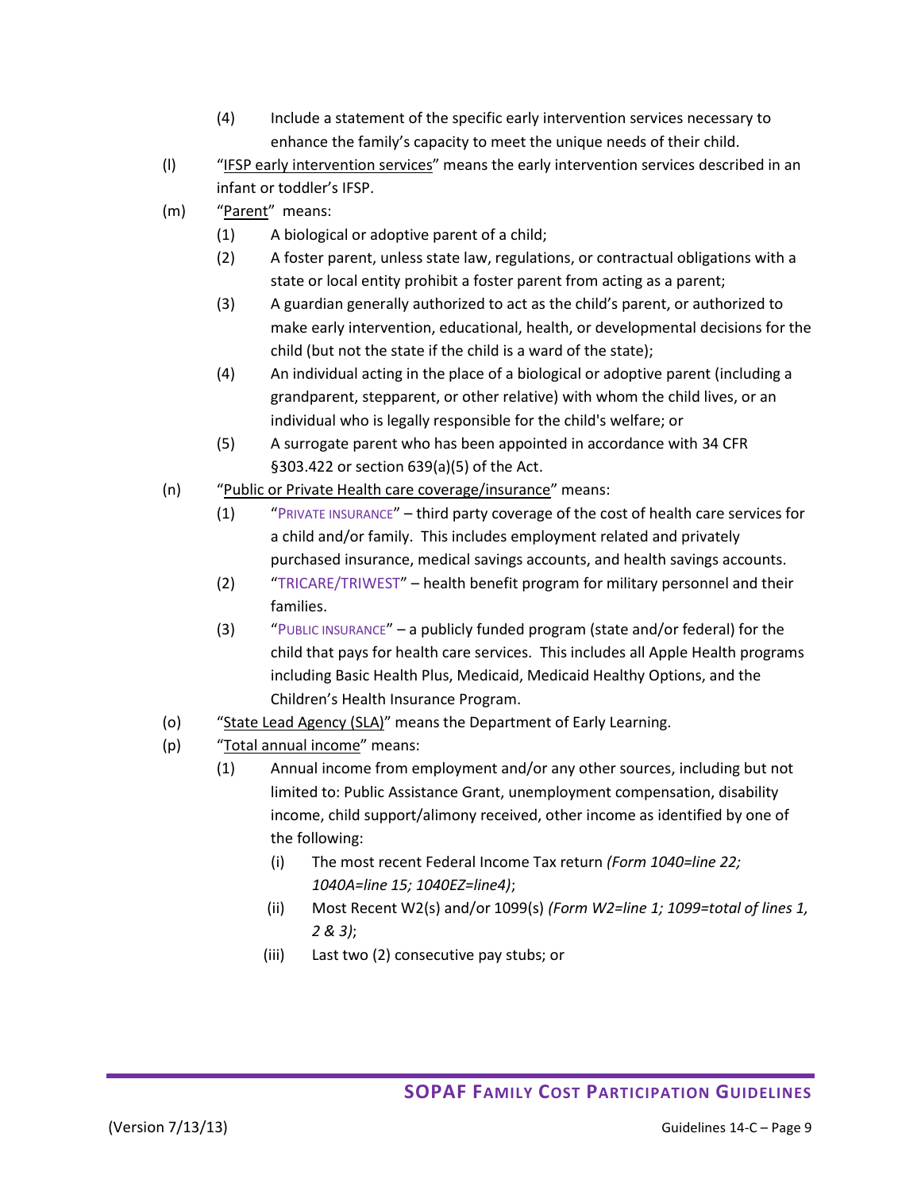(4) Include a statement of the specific early intervention services necessary to enhance the family's capacity to meet the unique needs of their child.

(l) "IFSP early intervention services" means the early intervention services described in an infant or toddler's IFSP.

(m) "Parent" means:

(1) A biological or adoptive parent of a child;

(2) A foster parent, unless state law, regulations, or contractual obligations with a state or local entity prohibit a foster parent from acting as a parent;

(3) A guardian generally authorized to act as the child's parent, or authorized to make early intervention, educational, health, or developmental decisions for the child (but not the state if the child is a ward of the state);

(4) An individual acting in the place of a biological or adoptive parent (including a grandparent, stepparent, or other relative) with whom the child lives, or an individual who is legally responsible for the child's welfare; or

(5) A surrogate parent who has been appointed in accordance with 34 CFR §303.422 or section 639(a)(5) of the Act.

(n) "Public or Private Health care coverage/insurance" means:

(1) "PRIVATE INSURANCE" – third party coverage of the cost of health care services for a child and/or family. This includes employment related and privately purchased insurance, medical savings accounts, and health savings accounts.

(2) "TRICARE/TRIWEST" – health benefit program for military personnel and their families.

(3) "PUBLIC INSURANCE" – a publicly funded program (state and/or federal) for the child that pays for health care services. This includes all Apple Health programs including Basic Health Plus, Medicaid, Medicaid Healthy Options, and the Children's Health Insurance Program.

(o) "State Lead Agency (SLA)" means the Department of Early Learning.

(p) "Total annual income" means:

(1) Annual income from employment and/or any other sources, including but not limited to: Public Assistance Grant, unemployment compensation, disability income, child support/alimony received, other income as identified by one of the following:

(i) The most recent Federal Income Tax return *(Form 1040=line 22; 1040A=line 15; 1040EZ=line4)*;

(ii) Most Recent W2(s) and/or 1099(s) *(Form W2=line 1; 1099=total of lines 1, 2 & 3)*;

(iii) Last two (2) consecutive pay stubs; or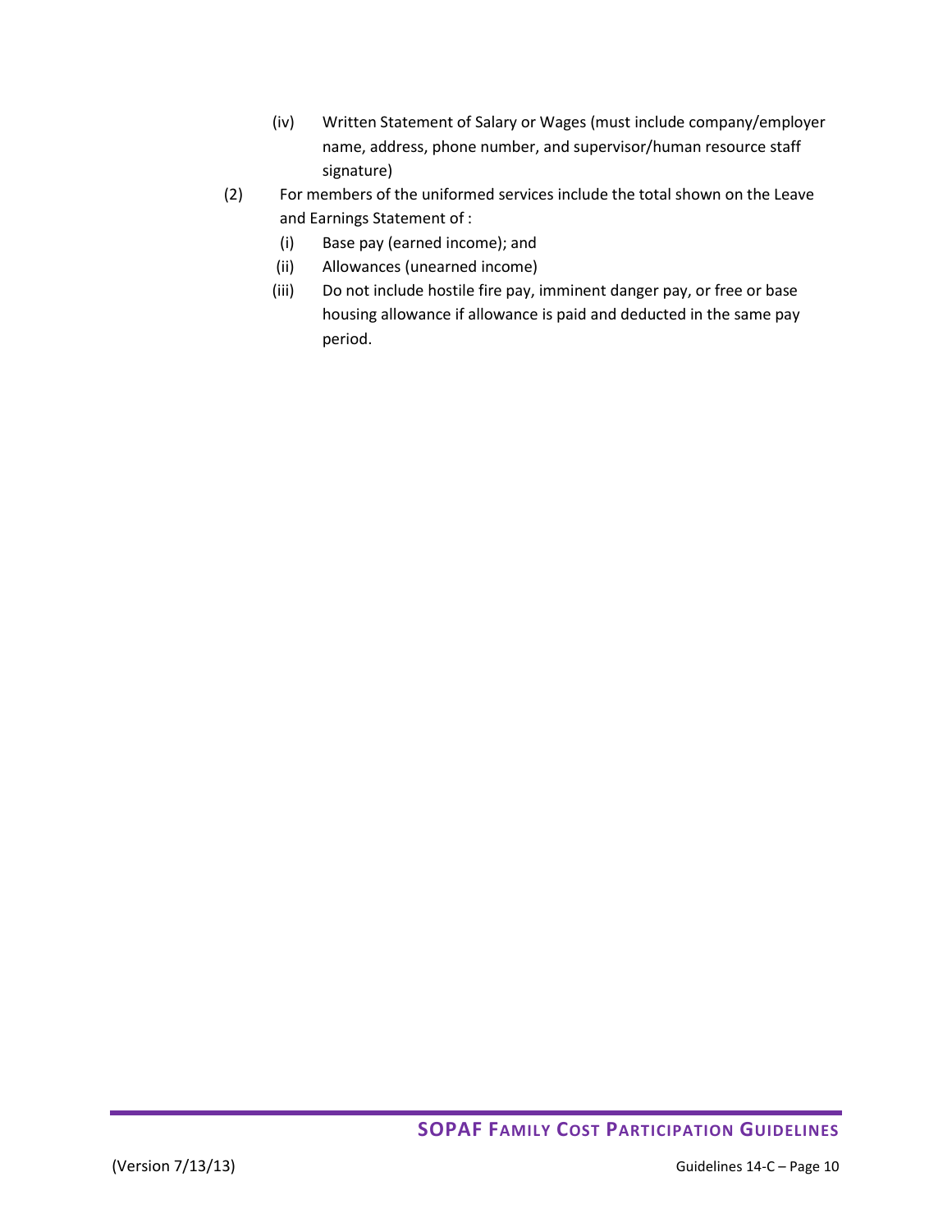(iv) Written Statement of Salary or Wages (must include company/employer name, address, phone number, and supervisor/human resource staff signature)

(2) For members of the uniformed services include the total shown on the Leave and Earnings Statement of :

(i) Base pay (earned income); and

(ii) Allowances (unearned income)

(iii) Do not include hostile fire pay, imminent danger pay, or free or base housing allowance if allowance is paid and deducted in the same pay period.